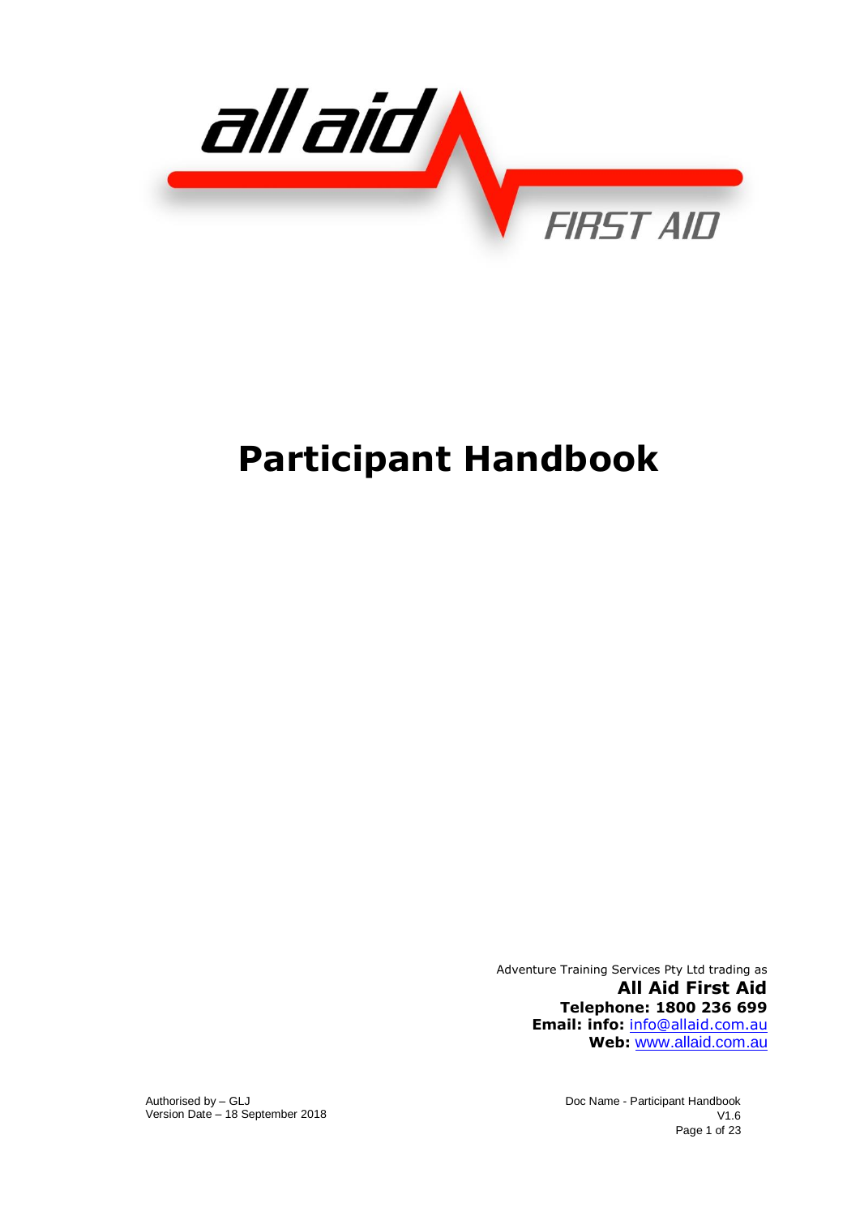# Participant Handbook

Adventure Training Services Pty Ltd trading as

**All Aid First Aid**

**Telephone: 1800 236 699**

**Email: info:** info@allaid.com.au

**Web:** www.allaid.com.au

Authorised by – GLJ
Version Date – 18 September 2018

Doc Name - Participant Handbook
V1.6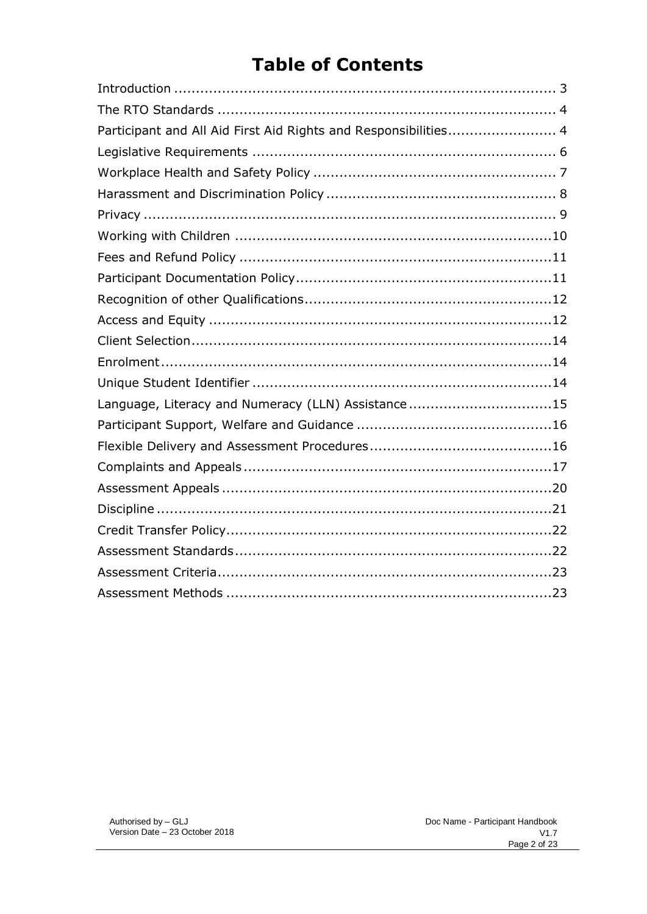# Table of Contents

| Section | Page |
|---|---|
| Introduction | 3 |
| The RTO Standards | 4 |
| Participant and All Aid First Aid Rights and Responsibilities | 4 |
| Legislative Requirements | 6 |
| Workplace Health and Safety Policy | 7 |
| Harassment and Discrimination Policy | 8 |
| Privacy | 9 |
| Working with Children | 10 |
| Fees and Refund Policy | 11 |
| Participant Documentation Policy | 11 |
| Recognition of other Qualifications | 12 |
| Access and Equity | 12 |
| Client Selection | 14 |
| Enrolment | 14 |
| Unique Student Identifier | 14 |
| Language, Literacy and Numeracy (LLN) Assistance | 15 |
| Participant Support, Welfare and Guidance | 16 |
| Flexible Delivery and Assessment Procedures | 16 |
| Complaints and Appeals | 17 |
| Assessment Appeals | 20 |
| Discipline | 21 |
| Credit Transfer Policy | 22 |
| Assessment Standards | 22 |
| Assessment Criteria | 23 |
| Assessment Methods | 23 |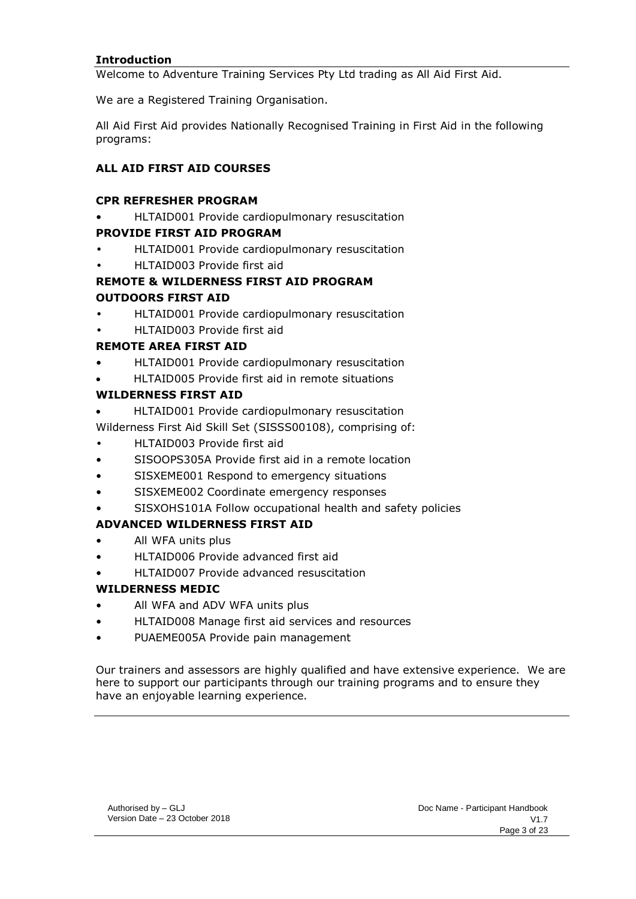## Introduction

Welcome to Adventure Training Services Pty Ltd trading as All Aid First Aid.

We are a Registered Training Organisation.

All Aid First Aid provides Nationally Recognised Training in First Aid in the following programs:

### ALL AID FIRST AID COURSES

**CPR REFRESHER PROGRAM**

- HLTAID001 Provide cardiopulmonary resuscitation

**PROVIDE FIRST AID PROGRAM**

- HLTAID001 Provide cardiopulmonary resuscitation
- HLTAID003 Provide first aid

**REMOTE & WILDERNESS FIRST AID PROGRAM**

**OUTDOORS FIRST AID**

- HLTAID001 Provide cardiopulmonary resuscitation
- HLTAID003 Provide first aid

**REMOTE AREA FIRST AID**

- HLTAID001 Provide cardiopulmonary resuscitation
- HLTAID005 Provide first aid in remote situations

**WILDERNESS FIRST AID**

- HLTAID001 Provide cardiopulmonary resuscitation

Wilderness First Aid Skill Set (SISSS00108), comprising of:

- HLTAID003 Provide first aid
- SISOOPS305A Provide first aid in a remote location
- SISXEME001 Respond to emergency situations
- SISXEME002 Coordinate emergency responses
- SISXOHS101A Follow occupational health and safety policies

**ADVANCED WILDERNESS FIRST AID**

- All WFA units plus
- HLTAID006 Provide advanced first aid
- HLTAID007 Provide advanced resuscitation

**WILDERNESS MEDIC**

- All WFA and ADV WFA units plus
- HLTAID008 Manage first aid services and resources
- PUAEME005A Provide pain management

Our trainers and assessors are highly qualified and have extensive experience. We are here to support our participants through our training programs and to ensure they have an enjoyable learning experience.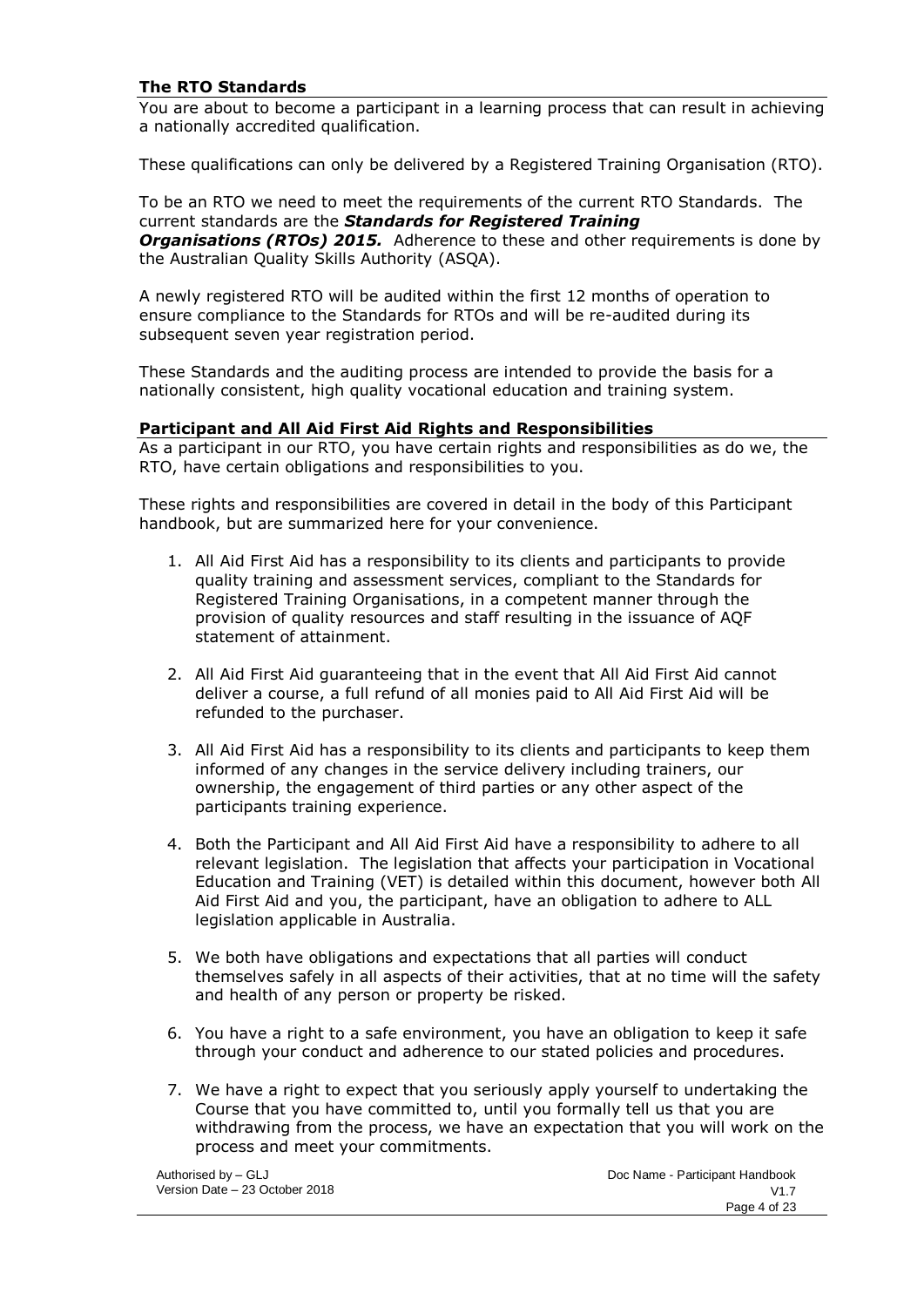## The RTO Standards

You are about to become a participant in a learning process that can result in achieving a nationally accredited qualification.

These qualifications can only be delivered by a Registered Training Organisation (RTO).

To be an RTO we need to meet the requirements of the current RTO Standards. The current standards are the ***Standards for Registered Training Organisations (RTOs) 2015.*** Adherence to these and other requirements is done by the Australian Quality Skills Authority (ASQA).

A newly registered RTO will be audited within the first 12 months of operation to ensure compliance to the Standards for RTOs and will be re-audited during its subsequent seven year registration period.

These Standards and the auditing process are intended to provide the basis for a nationally consistent, high quality vocational education and training system.

## Participant and All Aid First Aid Rights and Responsibilities

As a participant in our RTO, you have certain rights and responsibilities as do we, the RTO, have certain obligations and responsibilities to you.

These rights and responsibilities are covered in detail in the body of this Participant handbook, but are summarized here for your convenience.

1. All Aid First Aid has a responsibility to its clients and participants to provide quality training and assessment services, compliant to the Standards for Registered Training Organisations, in a competent manner through the provision of quality resources and staff resulting in the issuance of AQF statement of attainment.

2. All Aid First Aid guaranteeing that in the event that All Aid First Aid cannot deliver a course, a full refund of all monies paid to All Aid First Aid will be refunded to the purchaser.

3. All Aid First Aid has a responsibility to its clients and participants to keep them informed of any changes in the service delivery including trainers, our ownership, the engagement of third parties or any other aspect of the participants training experience.

4. Both the Participant and All Aid First Aid have a responsibility to adhere to all relevant legislation. The legislation that affects your participation in Vocational Education and Training (VET) is detailed within this document, however both All Aid First Aid and you, the participant, have an obligation to adhere to ALL legislation applicable in Australia.

5. We both have obligations and expectations that all parties will conduct themselves safely in all aspects of their activities, that at no time will the safety and health of any person or property be risked.

6. You have a right to a safe environment, you have an obligation to keep it safe through your conduct and adherence to our stated policies and procedures.

7. We have a right to expect that you seriously apply yourself to undertaking the Course that you have committed to, until you formally tell us that you are withdrawing from the process, we have an expectation that you will work on the process and meet your commitments.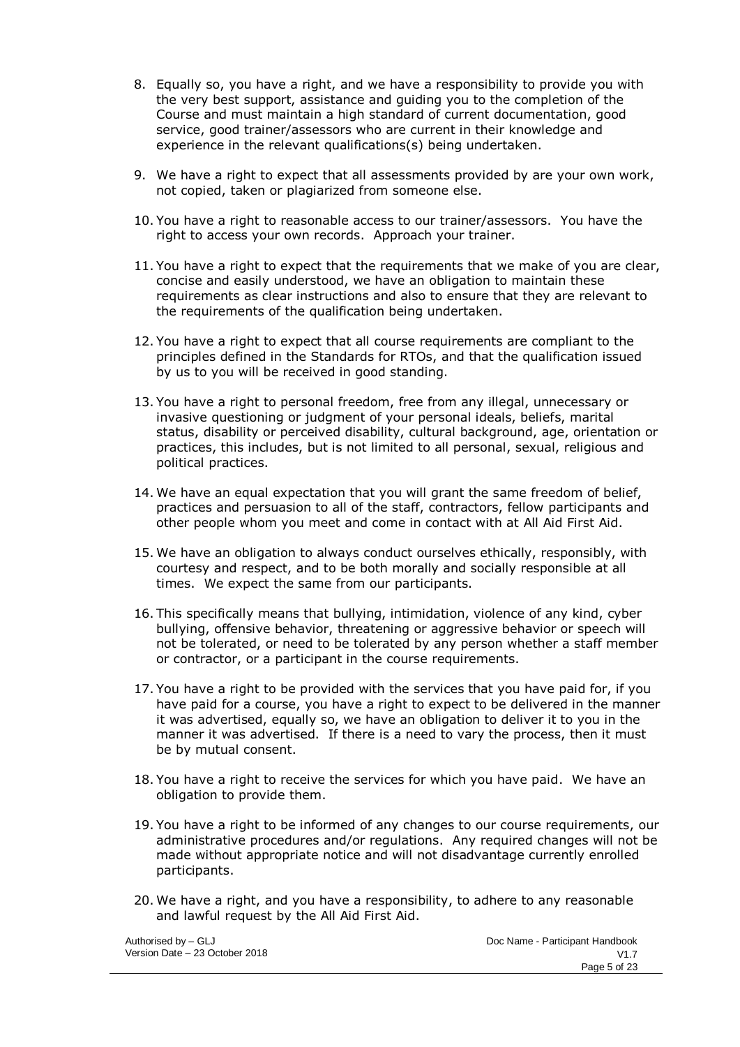8. Equally so, you have a right, and we have a responsibility to provide you with the very best support, assistance and guiding you to the completion of the Course and must maintain a high standard of current documentation, good service, good trainer/assessors who are current in their knowledge and experience in the relevant qualifications(s) being undertaken.

9. We have a right to expect that all assessments provided by are your own work, not copied, taken or plagiarized from someone else.

10. You have a right to reasonable access to our trainer/assessors. You have the right to access your own records. Approach your trainer.

11. You have a right to expect that the requirements that we make of you are clear, concise and easily understood, we have an obligation to maintain these requirements as clear instructions and also to ensure that they are relevant to the requirements of the qualification being undertaken.

12. You have a right to expect that all course requirements are compliant to the principles defined in the Standards for RTOs, and that the qualification issued by us to you will be received in good standing.

13. You have a right to personal freedom, free from any illegal, unnecessary or invasive questioning or judgment of your personal ideals, beliefs, marital status, disability or perceived disability, cultural background, age, orientation or practices, this includes, but is not limited to all personal, sexual, religious and political practices.

14. We have an equal expectation that you will grant the same freedom of belief, practices and persuasion to all of the staff, contractors, fellow participants and other people whom you meet and come in contact with at All Aid First Aid.

15. We have an obligation to always conduct ourselves ethically, responsibly, with courtesy and respect, and to be both morally and socially responsible at all times. We expect the same from our participants.

16. This specifically means that bullying, intimidation, violence of any kind, cyber bullying, offensive behavior, threatening or aggressive behavior or speech will not be tolerated, or need to be tolerated by any person whether a staff member or contractor, or a participant in the course requirements.

17. You have a right to be provided with the services that you have paid for, if you have paid for a course, you have a right to expect to be delivered in the manner it was advertised, equally so, we have an obligation to deliver it to you in the manner it was advertised. If there is a need to vary the process, then it must be by mutual consent.

18. You have a right to receive the services for which you have paid. We have an obligation to provide them.

19. You have a right to be informed of any changes to our course requirements, our administrative procedures and/or regulations. Any required changes will not be made without appropriate notice and will not disadvantage currently enrolled participants.

20. We have a right, and you have a responsibility, to adhere to any reasonable and lawful request by the All Aid First Aid.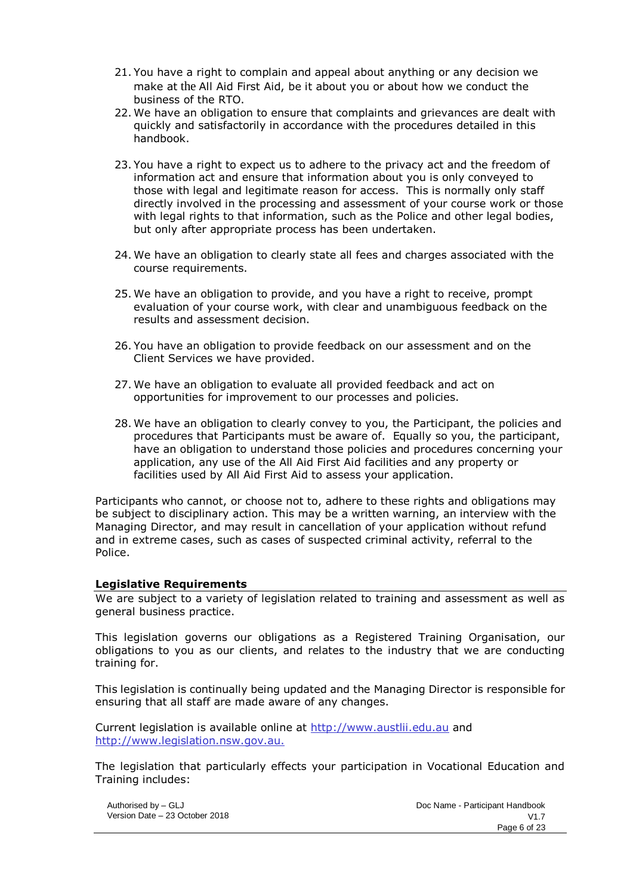21. You have a right to complain and appeal about anything or any decision we make at the All Aid First Aid, be it about you or about how we conduct the business of the RTO.
22. We have an obligation to ensure that complaints and grievances are dealt with quickly and satisfactorily in accordance with the procedures detailed in this handbook.
23. You have a right to expect us to adhere to the privacy act and the freedom of information act and ensure that information about you is only conveyed to those with legal and legitimate reason for access. This is normally only staff directly involved in the processing and assessment of your course work or those with legal rights to that information, such as the Police and other legal bodies, but only after appropriate process has been undertaken.
24. We have an obligation to clearly state all fees and charges associated with the course requirements.
25. We have an obligation to provide, and you have a right to receive, prompt evaluation of your course work, with clear and unambiguous feedback on the results and assessment decision.
26. You have an obligation to provide feedback on our assessment and on the Client Services we have provided.
27. We have an obligation to evaluate all provided feedback and act on opportunities for improvement to our processes and policies.
28. We have an obligation to clearly convey to you, the Participant, the policies and procedures that Participants must be aware of. Equally so you, the participant, have an obligation to understand those policies and procedures concerning your application, any use of the All Aid First Aid facilities and any property or facilities used by All Aid First Aid to assess your application.

Participants who cannot, or choose not to, adhere to these rights and obligations may be subject to disciplinary action. This may be a written warning, an interview with the Managing Director, and may result in cancellation of your application without refund and in extreme cases, such as cases of suspected criminal activity, referral to the Police.

## Legislative Requirements

We are subject to a variety of legislation related to training and assessment as well as general business practice.

This legislation governs our obligations as a Registered Training Organisation, our obligations to you as our clients, and relates to the industry that we are conducting training for.

This legislation is continually being updated and the Managing Director is responsible for ensuring that all staff are made aware of any changes.

Current legislation is available online at http://www.austlii.edu.au and http://www.legislation.nsw.gov.au.

The legislation that particularly effects your participation in Vocational Education and Training includes: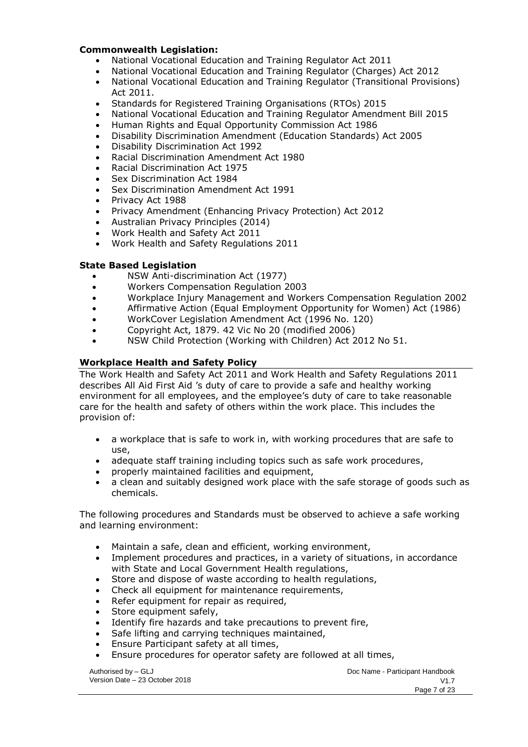**Commonwealth Legislation:**

- National Vocational Education and Training Regulator Act 2011
- National Vocational Education and Training Regulator (Charges) Act 2012
- National Vocational Education and Training Regulator (Transitional Provisions) Act 2011.
- Standards for Registered Training Organisations (RTOs) 2015
- National Vocational Education and Training Regulator Amendment Bill 2015
- Human Rights and Equal Opportunity Commission Act 1986
- Disability Discrimination Amendment (Education Standards) Act 2005
- Disability Discrimination Act 1992
- Racial Discrimination Amendment Act 1980
- Racial Discrimination Act 1975
- Sex Discrimination Act 1984
- Sex Discrimination Amendment Act 1991
- Privacy Act 1988
- Privacy Amendment (Enhancing Privacy Protection) Act 2012
- Australian Privacy Principles (2014)
- Work Health and Safety Act 2011
- Work Health and Safety Regulations 2011

**State Based Legislation**

- NSW Anti-discrimination Act (1977)
- Workers Compensation Regulation 2003
- Workplace Injury Management and Workers Compensation Regulation 2002
- Affirmative Action (Equal Employment Opportunity for Women) Act (1986)
- WorkCover Legislation Amendment Act (1996 No. 120)
- Copyright Act, 1879. 42 Vic No 20 (modified 2006)
- NSW Child Protection (Working with Children) Act 2012 No 51.

## Workplace Health and Safety Policy

The Work Health and Safety Act 2011 and Work Health and Safety Regulations 2011 describes All Aid First Aid 's duty of care to provide a safe and healthy working environment for all employees, and the employee's duty of care to take reasonable care for the health and safety of others within the work place. This includes the provision of:

- a workplace that is safe to work in, with working procedures that are safe to use,
- adequate staff training including topics such as safe work procedures,
- properly maintained facilities and equipment,
- a clean and suitably designed work place with the safe storage of goods such as chemicals.

The following procedures and Standards must be observed to achieve a safe working and learning environment:

- Maintain a safe, clean and efficient, working environment,
- Implement procedures and practices, in a variety of situations, in accordance with State and Local Government Health regulations,
- Store and dispose of waste according to health regulations,
- Check all equipment for maintenance requirements,
- Refer equipment for repair as required,
- Store equipment safely,
- Identify fire hazards and take precautions to prevent fire,
- Safe lifting and carrying techniques maintained,
- Ensure Participant safety at all times,
- Ensure procedures for operator safety are followed at all times,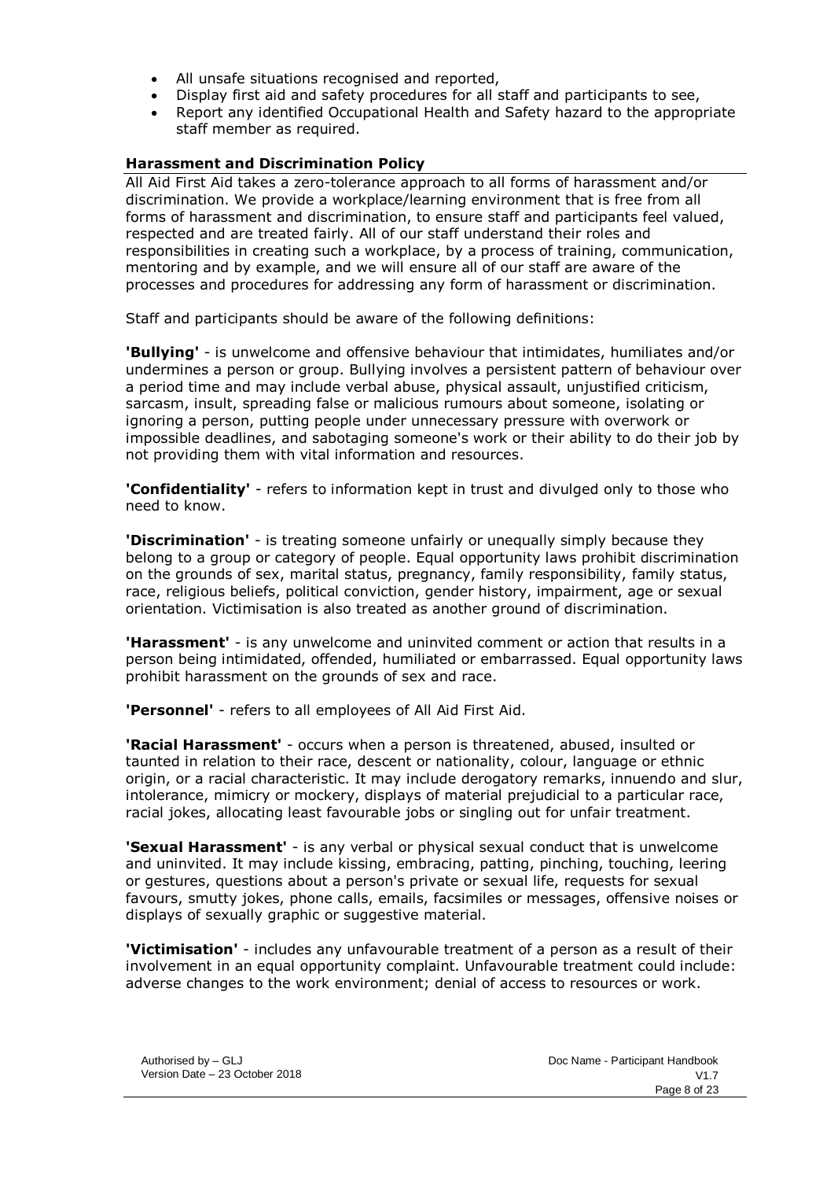- All unsafe situations recognised and reported,
- Display first aid and safety procedures for all staff and participants to see,
- Report any identified Occupational Health and Safety hazard to the appropriate staff member as required.

### Harassment and Discrimination Policy

All Aid First Aid takes a zero-tolerance approach to all forms of harassment and/or discrimination. We provide a workplace/learning environment that is free from all forms of harassment and discrimination, to ensure staff and participants feel valued, respected and are treated fairly. All of our staff understand their roles and responsibilities in creating such a workplace, by a process of training, communication, mentoring and by example, and we will ensure all of our staff are aware of the processes and procedures for addressing any form of harassment or discrimination.

Staff and participants should be aware of the following definitions:

**'Bullying'** - is unwelcome and offensive behaviour that intimidates, humiliates and/or undermines a person or group. Bullying involves a persistent pattern of behaviour over a period time and may include verbal abuse, physical assault, unjustified criticism, sarcasm, insult, spreading false or malicious rumours about someone, isolating or ignoring a person, putting people under unnecessary pressure with overwork or impossible deadlines, and sabotaging someone's work or their ability to do their job by not providing them with vital information and resources.

**'Confidentiality'** - refers to information kept in trust and divulged only to those who need to know.

**'Discrimination'** - is treating someone unfairly or unequally simply because they belong to a group or category of people. Equal opportunity laws prohibit discrimination on the grounds of sex, marital status, pregnancy, family responsibility, family status, race, religious beliefs, political conviction, gender history, impairment, age or sexual orientation. Victimisation is also treated as another ground of discrimination.

**'Harassment'** - is any unwelcome and uninvited comment or action that results in a person being intimidated, offended, humiliated or embarrassed. Equal opportunity laws prohibit harassment on the grounds of sex and race.

**'Personnel'** - refers to all employees of All Aid First Aid.

**'Racial Harassment'** - occurs when a person is threatened, abused, insulted or taunted in relation to their race, descent or nationality, colour, language or ethnic origin, or a racial characteristic. It may include derogatory remarks, innuendo and slur, intolerance, mimicry or mockery, displays of material prejudicial to a particular race, racial jokes, allocating least favourable jobs or singling out for unfair treatment.

**'Sexual Harassment'** - is any verbal or physical sexual conduct that is unwelcome and uninvited. It may include kissing, embracing, patting, pinching, touching, leering or gestures, questions about a person's private or sexual life, requests for sexual favours, smutty jokes, phone calls, emails, facsimiles or messages, offensive noises or displays of sexually graphic or suggestive material.

**'Victimisation'** - includes any unfavourable treatment of a person as a result of their involvement in an equal opportunity complaint. Unfavourable treatment could include: adverse changes to the work environment; denial of access to resources or work.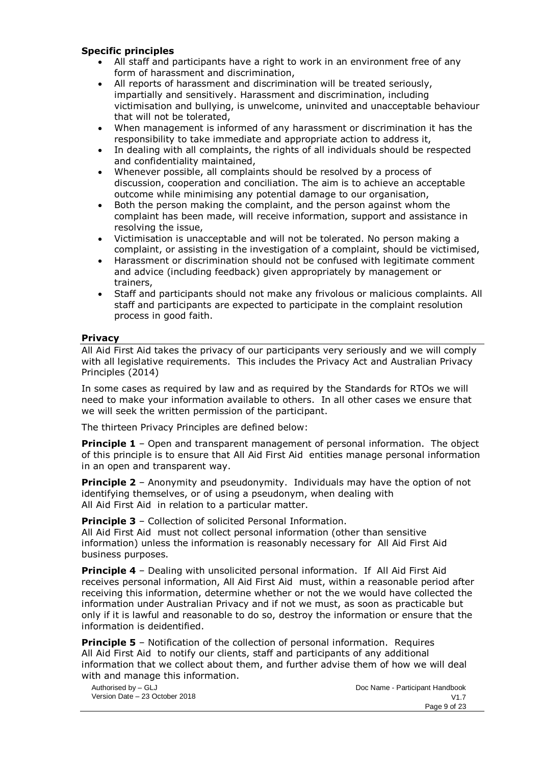**Specific principles**

- All staff and participants have a right to work in an environment free of any form of harassment and discrimination,
- All reports of harassment and discrimination will be treated seriously, impartially and sensitively. Harassment and discrimination, including victimisation and bullying, is unwelcome, uninvited and unacceptable behaviour that will not be tolerated,
- When management is informed of any harassment or discrimination it has the responsibility to take immediate and appropriate action to address it,
- In dealing with all complaints, the rights of all individuals should be respected and confidentiality maintained,
- Whenever possible, all complaints should be resolved by a process of discussion, cooperation and conciliation. The aim is to achieve an acceptable outcome while minimising any potential damage to our organisation,
- Both the person making the complaint, and the person against whom the complaint has been made, will receive information, support and assistance in resolving the issue,
- Victimisation is unacceptable and will not be tolerated. No person making a complaint, or assisting in the investigation of a complaint, should be victimised,
- Harassment or discrimination should not be confused with legitimate comment and advice (including feedback) given appropriately by management or trainers,
- Staff and participants should not make any frivolous or malicious complaints. All staff and participants are expected to participate in the complaint resolution process in good faith.

## Privacy

All Aid First Aid takes the privacy of our participants very seriously and we will comply with all legislative requirements. This includes the Privacy Act and Australian Privacy Principles (2014)

In some cases as required by law and as required by the Standards for RTOs we will need to make your information available to others. In all other cases we ensure that we will seek the written permission of the participant.

The thirteen Privacy Principles are defined below:

**Principle 1** – Open and transparent management of personal information. The object of this principle is to ensure that All Aid First Aid entities manage personal information in an open and transparent way.

**Principle 2** – Anonymity and pseudonymity. Individuals may have the option of not identifying themselves, or of using a pseudonym, when dealing with All Aid First Aid in relation to a particular matter.

**Principle 3** – Collection of solicited Personal Information.
All Aid First Aid must not collect personal information (other than sensitive information) unless the information is reasonably necessary for All Aid First Aid business purposes.

**Principle 4** – Dealing with unsolicited personal information. If All Aid First Aid receives personal information, All Aid First Aid must, within a reasonable period after receiving this information, determine whether or not the we would have collected the information under Australian Privacy and if not we must, as soon as practicable but only if it is lawful and reasonable to do so, destroy the information or ensure that the information is deidentified.

**Principle 5** – Notification of the collection of personal information. Requires All Aid First Aid to notify our clients, staff and participants of any additional information that we collect about them, and further advise them of how we will deal with and manage this information.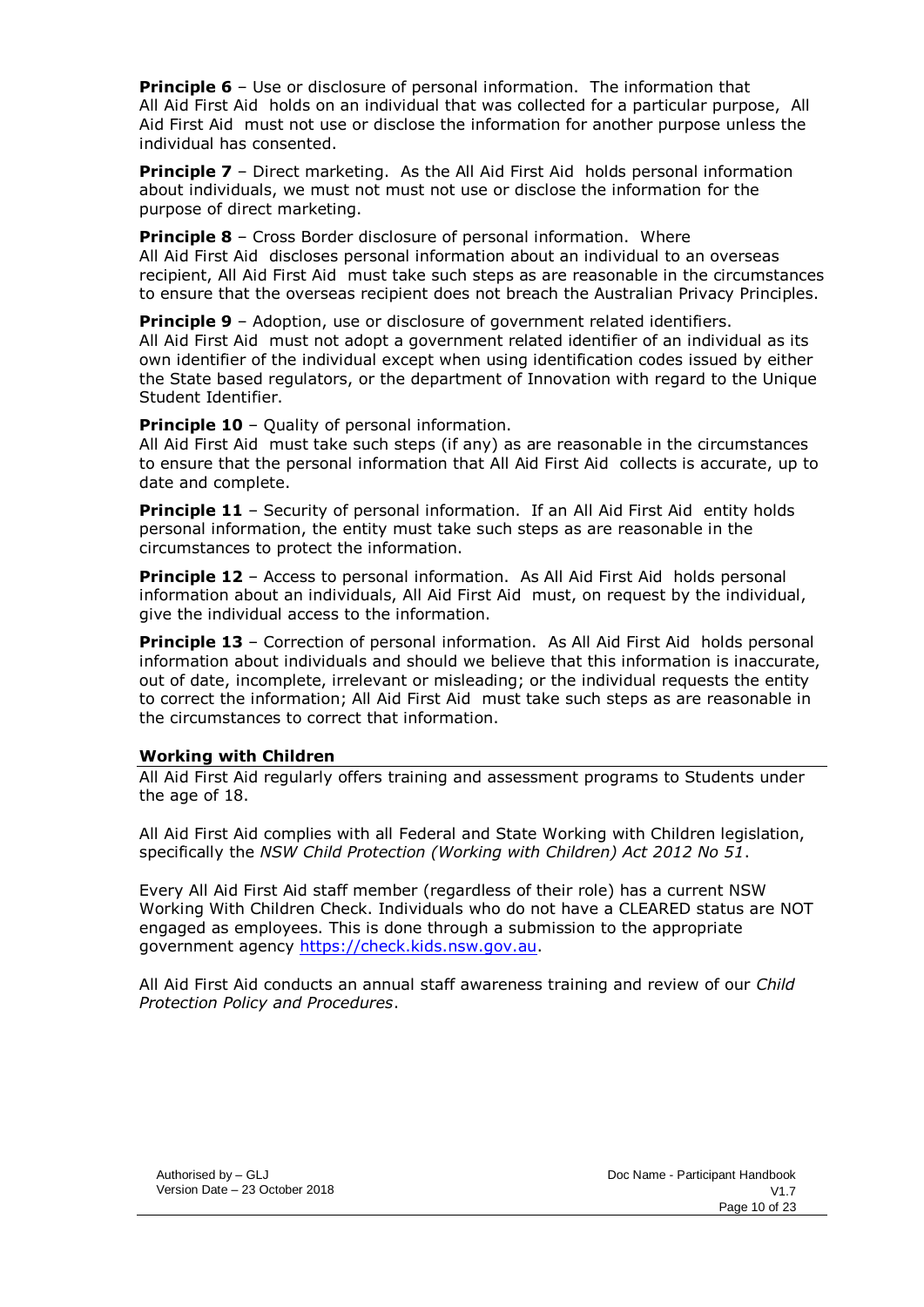**Principle 6** – Use or disclosure of personal information. The information that All Aid First Aid holds on an individual that was collected for a particular purpose, All Aid First Aid must not use or disclose the information for another purpose unless the individual has consented.

**Principle 7** – Direct marketing. As the All Aid First Aid holds personal information about individuals, we must not must not use or disclose the information for the purpose of direct marketing.

**Principle 8** – Cross Border disclosure of personal information. Where All Aid First Aid discloses personal information about an individual to an overseas recipient, All Aid First Aid must take such steps as are reasonable in the circumstances to ensure that the overseas recipient does not breach the Australian Privacy Principles.

**Principle 9** – Adoption, use or disclosure of government related identifiers. All Aid First Aid must not adopt a government related identifier of an individual as its own identifier of the individual except when using identification codes issued by either the State based regulators, or the department of Innovation with regard to the Unique Student Identifier.

**Principle 10** – Quality of personal information.
All Aid First Aid must take such steps (if any) as are reasonable in the circumstances to ensure that the personal information that All Aid First Aid collects is accurate, up to date and complete.

**Principle 11** – Security of personal information. If an All Aid First Aid entity holds personal information, the entity must take such steps as are reasonable in the circumstances to protect the information.

**Principle 12** – Access to personal information. As All Aid First Aid holds personal information about an individuals, All Aid First Aid must, on request by the individual, give the individual access to the information.

**Principle 13** – Correction of personal information. As All Aid First Aid holds personal information about individuals and should we believe that this information is inaccurate, out of date, incomplete, irrelevant or misleading; or the individual requests the entity to correct the information; All Aid First Aid must take such steps as are reasonable in the circumstances to correct that information.

## Working with Children

All Aid First Aid regularly offers training and assessment programs to Students under the age of 18.

All Aid First Aid complies with all Federal and State Working with Children legislation, specifically the *NSW Child Protection (Working with Children) Act 2012 No 51*.

Every All Aid First Aid staff member (regardless of their role) has a current NSW Working With Children Check. Individuals who do not have a CLEARED status are NOT engaged as employees. This is done through a submission to the appropriate government agency https://check.kids.nsw.gov.au.

All Aid First Aid conducts an annual staff awareness training and review of our *Child Protection Policy and Procedures*.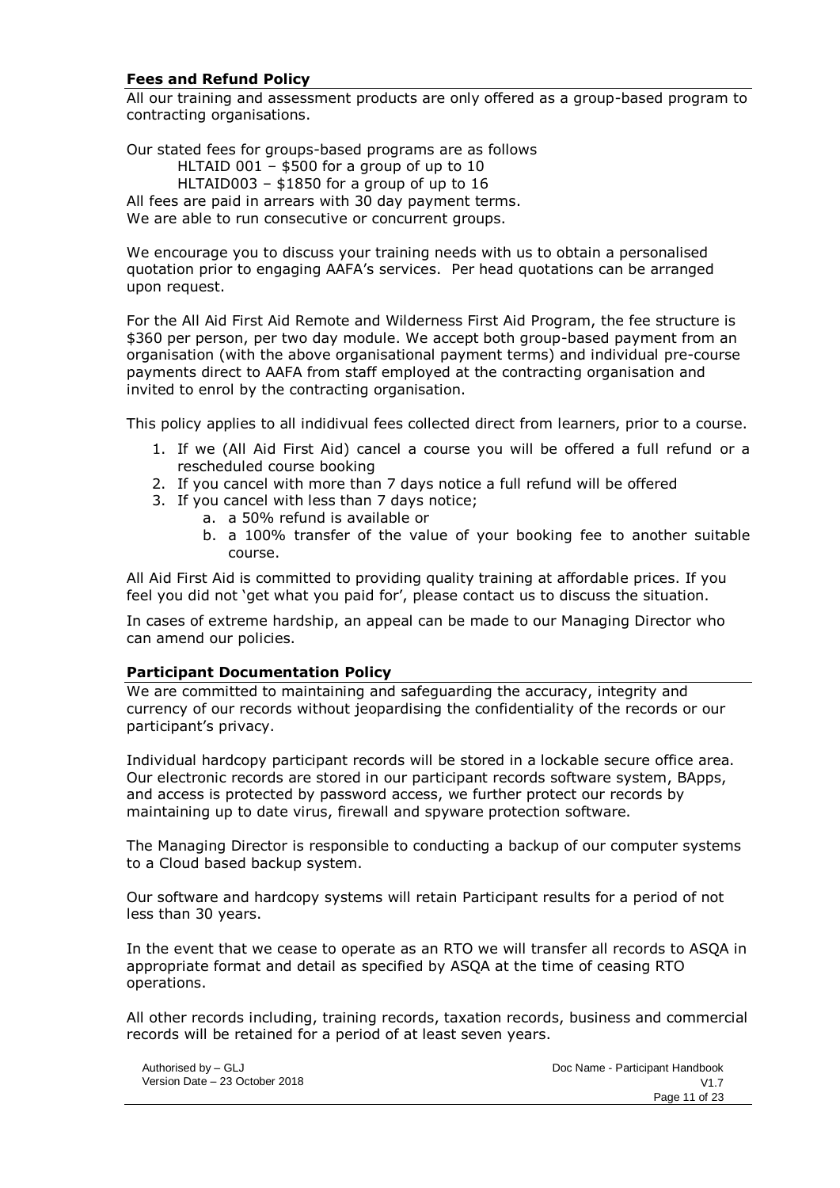## Fees and Refund Policy

All our training and assessment products are only offered as a group-based program to contracting organisations.

Our stated fees for groups-based programs are as follows

HLTAID 001 – $500 for a group of up to 10

HLTAID003 – $1850 for a group of up to 16

All fees are paid in arrears with 30 day payment terms.
We are able to run consecutive or concurrent groups.

We encourage you to discuss your training needs with us to obtain a personalised quotation prior to engaging AAFA's services. Per head quotations can be arranged upon request.

For the All Aid First Aid Remote and Wilderness First Aid Program, the fee structure is $360 per person, per two day module. We accept both group-based payment from an organisation (with the above organisational payment terms) and individual pre-course payments direct to AAFA from staff employed at the contracting organisation and invited to enrol by the contracting organisation.

This policy applies to all indidivual fees collected direct from learners, prior to a course.

1. If we (All Aid First Aid) cancel a course you will be offered a full refund or a rescheduled course booking
2. If you cancel with more than 7 days notice a full refund will be offered
3. If you cancel with less than 7 days notice;
   a. a 50% refund is available or
   b. a 100% transfer of the value of your booking fee to another suitable course.

All Aid First Aid is committed to providing quality training at affordable prices. If you feel you did not 'get what you paid for', please contact us to discuss the situation.

In cases of extreme hardship, an appeal can be made to our Managing Director who can amend our policies.

## Participant Documentation Policy

We are committed to maintaining and safeguarding the accuracy, integrity and currency of our records without jeopardising the confidentiality of the records or our participant's privacy.

Individual hardcopy participant records will be stored in a lockable secure office area. Our electronic records are stored in our participant records software system, BApps, and access is protected by password access, we further protect our records by maintaining up to date virus, firewall and spyware protection software.

The Managing Director is responsible to conducting a backup of our computer systems to a Cloud based backup system.

Our software and hardcopy systems will retain Participant results for a period of not less than 30 years.

In the event that we cease to operate as an RTO we will transfer all records to ASQA in appropriate format and detail as specified by ASQA at the time of ceasing RTO operations.

All other records including, training records, taxation records, business and commercial records will be retained for a period of at least seven years.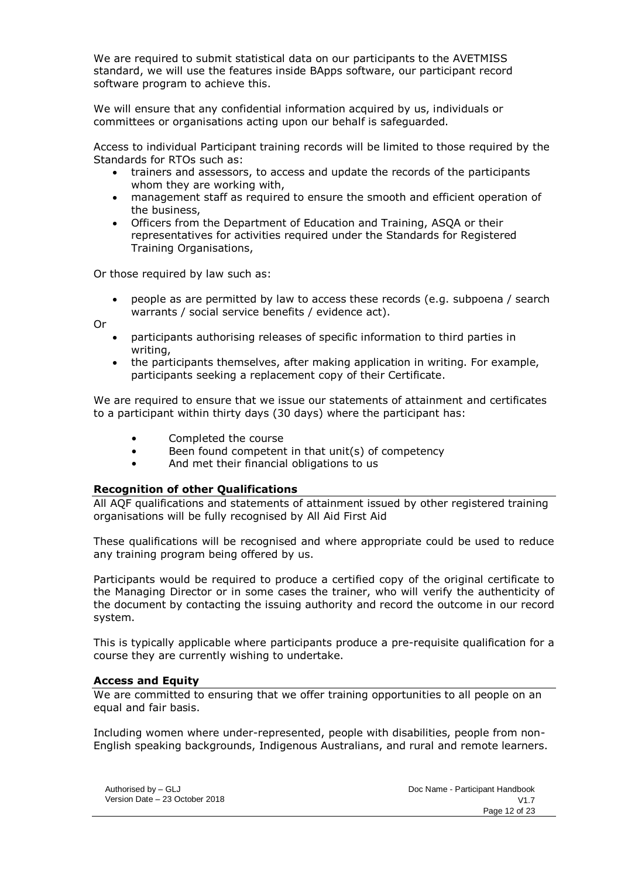We are required to submit statistical data on our participants to the AVETMISS standard, we will use the features inside BApps software, our participant record software program to achieve this.

We will ensure that any confidential information acquired by us, individuals or committees or organisations acting upon our behalf is safeguarded.

Access to individual Participant training records will be limited to those required by the Standards for RTOs such as:

- trainers and assessors, to access and update the records of the participants whom they are working with,
- management staff as required to ensure the smooth and efficient operation of the business,
- Officers from the Department of Education and Training, ASQA or their representatives for activities required under the Standards for Registered Training Organisations,

Or those required by law such as:

- people as are permitted by law to access these records (e.g. subpoena / search warrants / social service benefits / evidence act).

Or

- participants authorising releases of specific information to third parties in writing,
- the participants themselves, after making application in writing. For example, participants seeking a replacement copy of their Certificate.

We are required to ensure that we issue our statements of attainment and certificates to a participant within thirty days (30 days) where the participant has:

- Completed the course
- Been found competent in that unit(s) of competency
- And met their financial obligations to us

**Recognition of other Qualifications**

All AQF qualifications and statements of attainment issued by other registered training organisations will be fully recognised by All Aid First Aid

These qualifications will be recognised and where appropriate could be used to reduce any training program being offered by us.

Participants would be required to produce a certified copy of the original certificate to the Managing Director or in some cases the trainer, who will verify the authenticity of the document by contacting the issuing authority and record the outcome in our record system.

This is typically applicable where participants produce a pre-requisite qualification for a course they are currently wishing to undertake.

**Access and Equity**

We are committed to ensuring that we offer training opportunities to all people on an equal and fair basis.

Including women where under-represented, people with disabilities, people from non-English speaking backgrounds, Indigenous Australians, and rural and remote learners.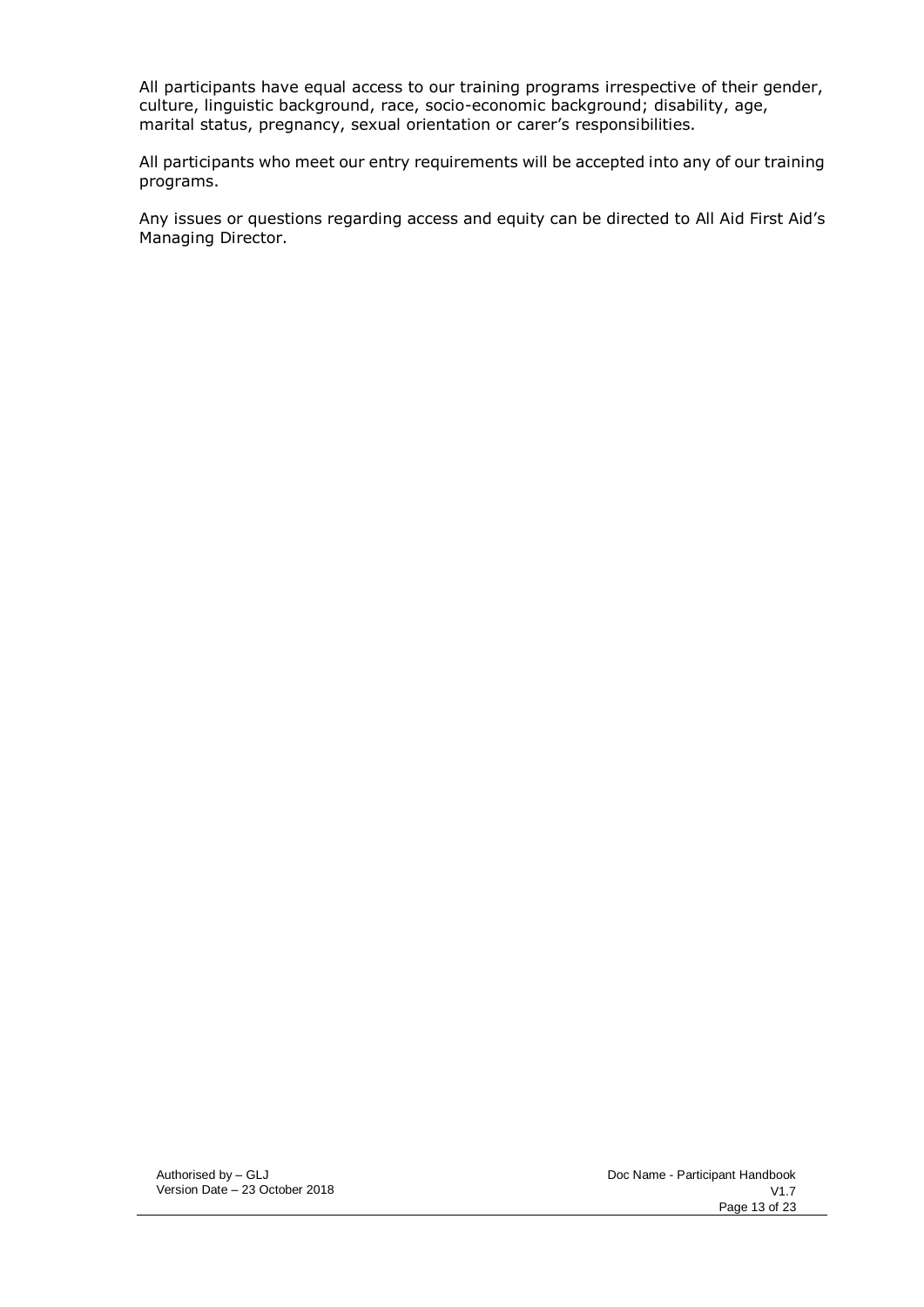All participants have equal access to our training programs irrespective of their gender, culture, linguistic background, race, socio-economic background; disability, age, marital status, pregnancy, sexual orientation or carer's responsibilities.

All participants who meet our entry requirements will be accepted into any of our training programs.

Any issues or questions regarding access and equity can be directed to All Aid First Aid's Managing Director.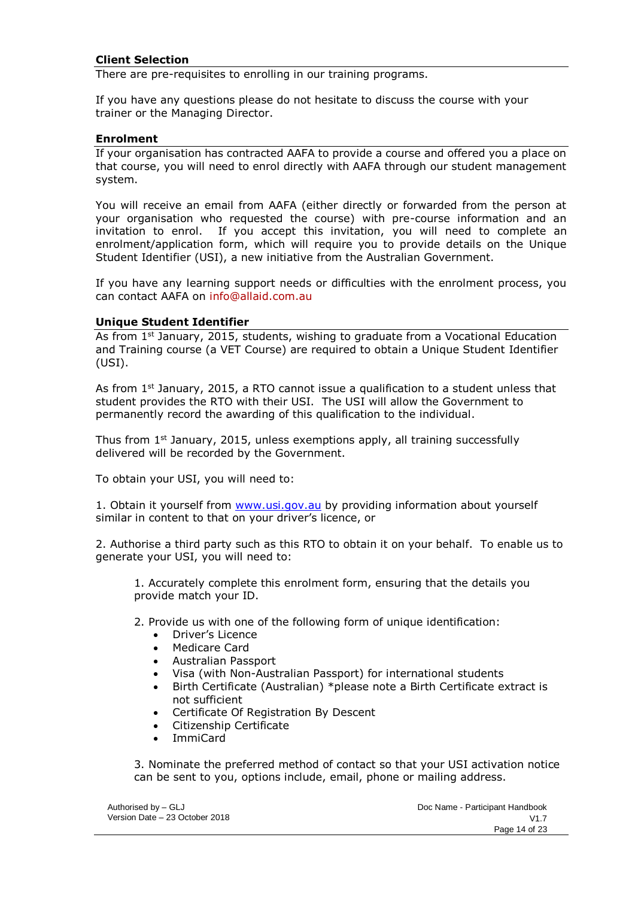### Client Selection

There are pre-requisites to enrolling in our training programs.

If you have any questions please do not hesitate to discuss the course with your trainer or the Managing Director.

### Enrolment

If your organisation has contracted AAFA to provide a course and offered you a place on that course, you will need to enrol directly with AAFA through our student management system.

You will receive an email from AAFA (either directly or forwarded from the person at your organisation who requested the course) with pre-course information and an invitation to enrol. If you accept this invitation, you will need to complete an enrolment/application form, which will require you to provide details on the Unique Student Identifier (USI), a new initiative from the Australian Government.

If you have any learning support needs or difficulties with the enrolment process, you can contact AAFA on info@allaid.com.au

### Unique Student Identifier

As from 1st January, 2015, students, wishing to graduate from a Vocational Education and Training course (a VET Course) are required to obtain a Unique Student Identifier (USI).

As from 1st January, 2015, a RTO cannot issue a qualification to a student unless that student provides the RTO with their USI. The USI will allow the Government to permanently record the awarding of this qualification to the individual.

Thus from 1st January, 2015, unless exemptions apply, all training successfully delivered will be recorded by the Government.

To obtain your USI, you will need to:

1. Obtain it yourself from www.usi.gov.au by providing information about yourself similar in content to that on your driver's licence, or

2. Authorise a third party such as this RTO to obtain it on your behalf. To enable us to generate your USI, you will need to:

   1. Accurately complete this enrolment form, ensuring that the details you provide match your ID.

   2. Provide us with one of the following form of unique identification:
      - Driver's Licence
      - Medicare Card
      - Australian Passport
      - Visa (with Non-Australian Passport) for international students
      - Birth Certificate (Australian) *please note a Birth Certificate extract is not sufficient
      - Certificate Of Registration By Descent
      - Citizenship Certificate
      - ImmiCard

   3. Nominate the preferred method of contact so that your USI activation notice can be sent to you, options include, email, phone or mailing address.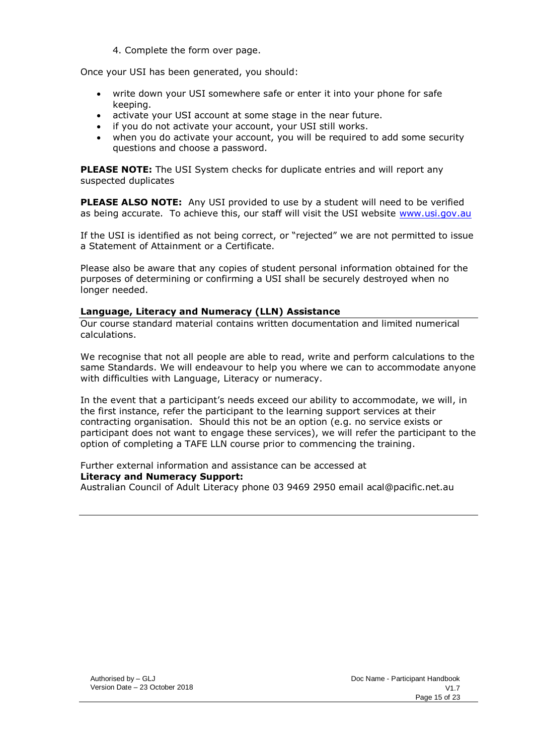4. Complete the form over page.

Once your USI has been generated, you should:

- write down your USI somewhere safe or enter it into your phone for safe keeping.
- activate your USI account at some stage in the near future.
- if you do not activate your account, your USI still works.
- when you do activate your account, you will be required to add some security questions and choose a password.

**PLEASE NOTE:** The USI System checks for duplicate entries and will report any suspected duplicates

**PLEASE ALSO NOTE:** Any USI provided to use by a student will need to be verified as being accurate. To achieve this, our staff will visit the USI website [www.usi.gov.au](http://www.usi.gov.au)

If the USI is identified as not being correct, or "rejected" we are not permitted to issue a Statement of Attainment or a Certificate.

Please also be aware that any copies of student personal information obtained for the purposes of determining or confirming a USI shall be securely destroyed when no longer needed.

### Language, Literacy and Numeracy (LLN) Assistance

Our course standard material contains written documentation and limited numerical calculations.

We recognise that not all people are able to read, write and perform calculations to the same Standards. We will endeavour to help you where we can to accommodate anyone with difficulties with Language, Literacy or numeracy.

In the event that a participant's needs exceed our ability to accommodate, we will, in the first instance, refer the participant to the learning support services at their contracting organisation. Should this not be an option (e.g. no service exists or participant does not want to engage these services), we will refer the participant to the option of completing a TAFE LLN course prior to commencing the training.

Further external information and assistance can be accessed at
**Literacy and Numeracy Support:**
Australian Council of Adult Literacy phone 03 9469 2950 email acal@pacific.net.au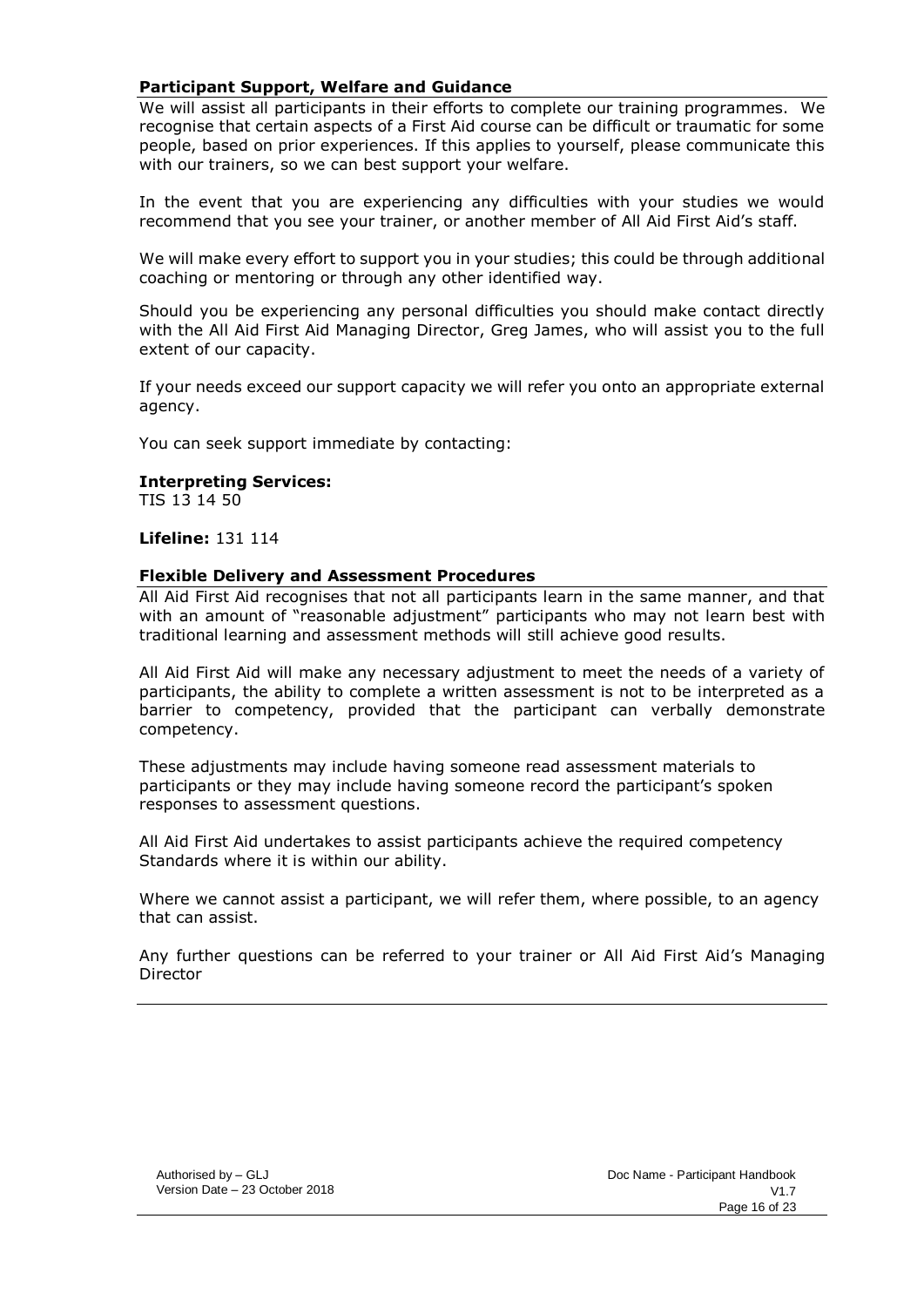## Participant Support, Welfare and Guidance

We will assist all participants in their efforts to complete our training programmes. We recognise that certain aspects of a First Aid course can be difficult or traumatic for some people, based on prior experiences. If this applies to yourself, please communicate this with our trainers, so we can best support your welfare.

In the event that you are experiencing any difficulties with your studies we would recommend that you see your trainer, or another member of All Aid First Aid's staff.

We will make every effort to support you in your studies; this could be through additional coaching or mentoring or through any other identified way.

Should you be experiencing any personal difficulties you should make contact directly with the All Aid First Aid Managing Director, Greg James, who will assist you to the full extent of our capacity.

If your needs exceed our support capacity we will refer you onto an appropriate external agency.

You can seek support immediate by contacting:

**Interpreting Services:**
TIS 13 14 50

**Lifeline:** 131 114

## Flexible Delivery and Assessment Procedures

All Aid First Aid recognises that not all participants learn in the same manner, and that with an amount of "reasonable adjustment" participants who may not learn best with traditional learning and assessment methods will still achieve good results.

All Aid First Aid will make any necessary adjustment to meet the needs of a variety of participants, the ability to complete a written assessment is not to be interpreted as a barrier to competency, provided that the participant can verbally demonstrate competency.

These adjustments may include having someone read assessment materials to participants or they may include having someone record the participant's spoken responses to assessment questions.

All Aid First Aid undertakes to assist participants achieve the required competency Standards where it is within our ability.

Where we cannot assist a participant, we will refer them, where possible, to an agency that can assist.

Any further questions can be referred to your trainer or All Aid First Aid's Managing Director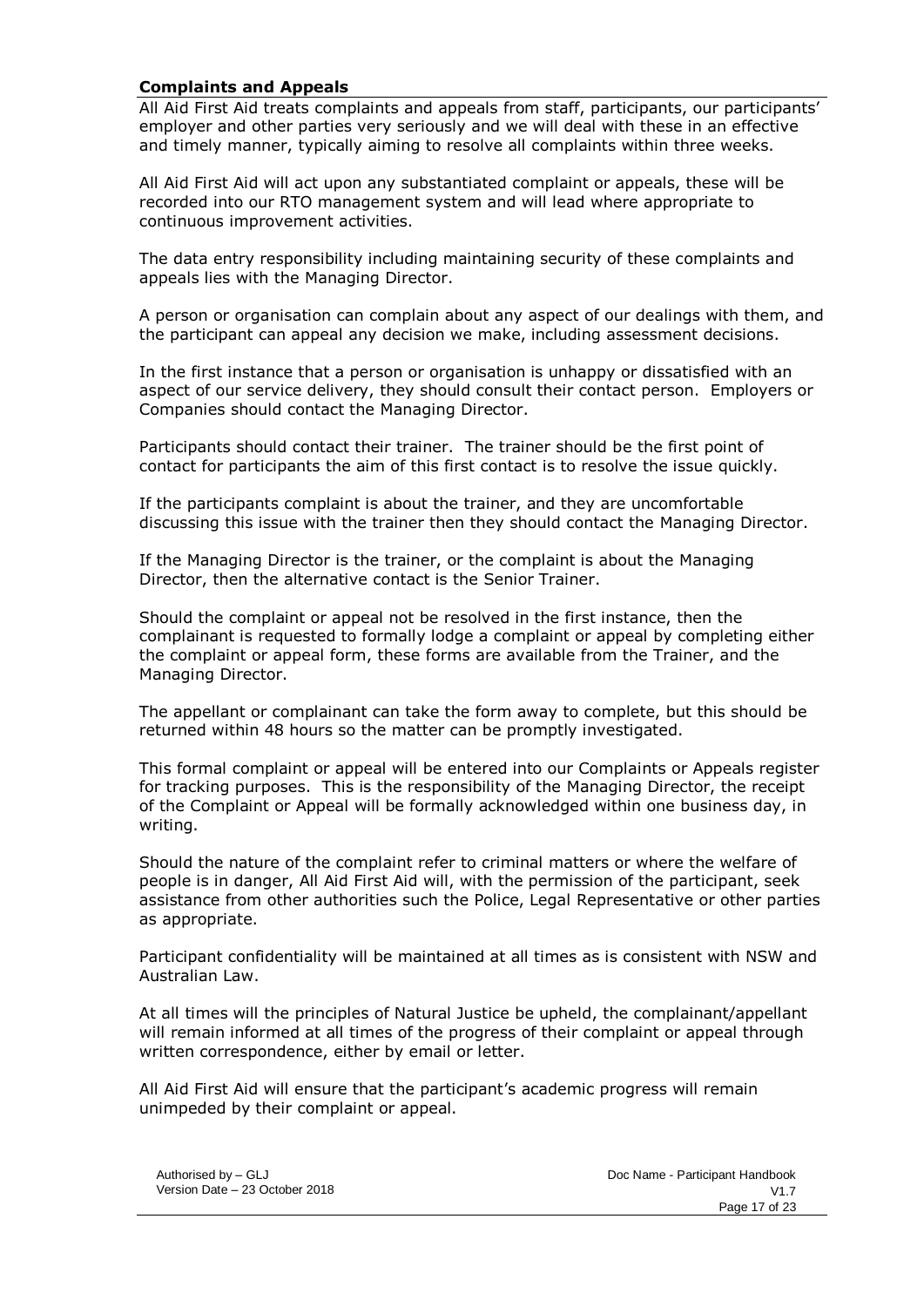## Complaints and Appeals

All Aid First Aid treats complaints and appeals from staff, participants, our participants' employer and other parties very seriously and we will deal with these in an effective and timely manner, typically aiming to resolve all complaints within three weeks.

All Aid First Aid will act upon any substantiated complaint or appeals, these will be recorded into our RTO management system and will lead where appropriate to continuous improvement activities.

The data entry responsibility including maintaining security of these complaints and appeals lies with the Managing Director.

A person or organisation can complain about any aspect of our dealings with them, and the participant can appeal any decision we make, including assessment decisions.

In the first instance that a person or organisation is unhappy or dissatisfied with an aspect of our service delivery, they should consult their contact person. Employers or Companies should contact the Managing Director.

Participants should contact their trainer. The trainer should be the first point of contact for participants the aim of this first contact is to resolve the issue quickly.

If the participants complaint is about the trainer, and they are uncomfortable discussing this issue with the trainer then they should contact the Managing Director.

If the Managing Director is the trainer, or the complaint is about the Managing Director, then the alternative contact is the Senior Trainer.

Should the complaint or appeal not be resolved in the first instance, then the complainant is requested to formally lodge a complaint or appeal by completing either the complaint or appeal form, these forms are available from the Trainer, and the Managing Director.

The appellant or complainant can take the form away to complete, but this should be returned within 48 hours so the matter can be promptly investigated.

This formal complaint or appeal will be entered into our Complaints or Appeals register for tracking purposes. This is the responsibility of the Managing Director, the receipt of the Complaint or Appeal will be formally acknowledged within one business day, in writing.

Should the nature of the complaint refer to criminal matters or where the welfare of people is in danger, All Aid First Aid will, with the permission of the participant, seek assistance from other authorities such the Police, Legal Representative or other parties as appropriate.

Participant confidentiality will be maintained at all times as is consistent with NSW and Australian Law.

At all times will the principles of Natural Justice be upheld, the complainant/appellant will remain informed at all times of the progress of their complaint or appeal through written correspondence, either by email or letter.

All Aid First Aid will ensure that the participant's academic progress will remain unimpeded by their complaint or appeal.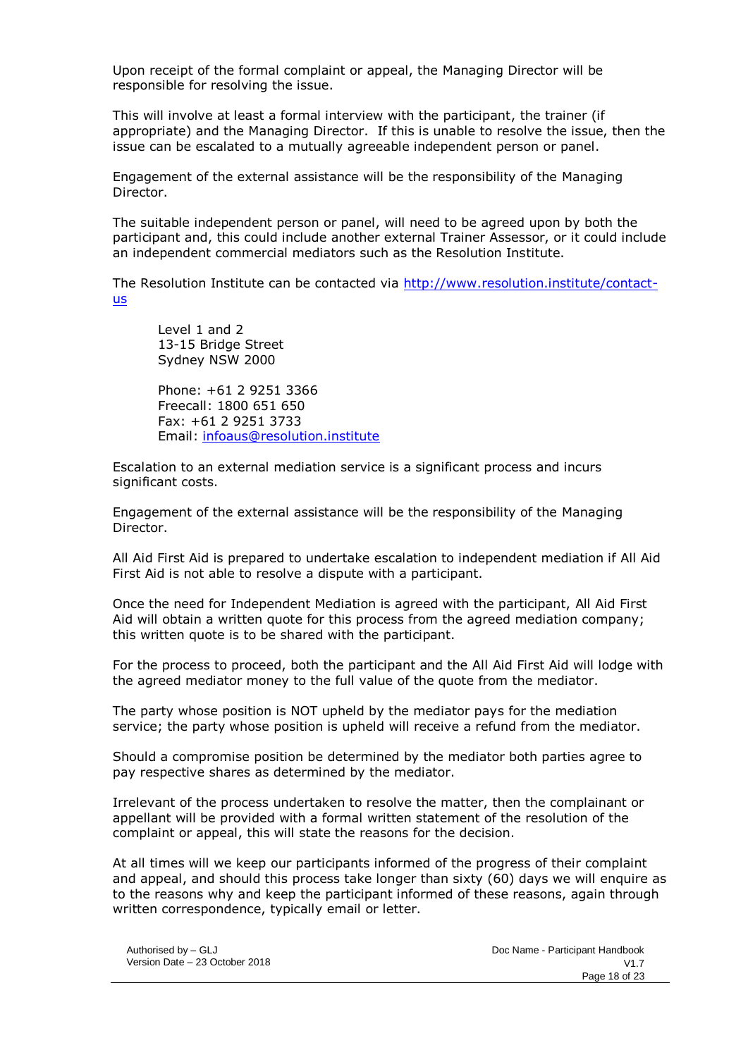Upon receipt of the formal complaint or appeal, the Managing Director will be responsible for resolving the issue.

This will involve at least a formal interview with the participant, the trainer (if appropriate) and the Managing Director. If this is unable to resolve the issue, then the issue can be escalated to a mutually agreeable independent person or panel.

Engagement of the external assistance will be the responsibility of the Managing Director.

The suitable independent person or panel, will need to be agreed upon by both the participant and, this could include another external Trainer Assessor, or it could include an independent commercial mediators such as the Resolution Institute.

The Resolution Institute can be contacted via http://www.resolution.institute/contact-us

> Level 1 and 2
> 13-15 Bridge Street
> Sydney NSW 2000
>
> Phone: +61 2 9251 3366
> Freecall: 1800 651 650
> Fax: +61 2 9251 3733
> Email: infoaus@resolution.institute

Escalation to an external mediation service is a significant process and incurs significant costs.

Engagement of the external assistance will be the responsibility of the Managing Director.

All Aid First Aid is prepared to undertake escalation to independent mediation if All Aid First Aid is not able to resolve a dispute with a participant.

Once the need for Independent Mediation is agreed with the participant, All Aid First Aid will obtain a written quote for this process from the agreed mediation company; this written quote is to be shared with the participant.

For the process to proceed, both the participant and the All Aid First Aid will lodge with the agreed mediator money to the full value of the quote from the mediator.

The party whose position is NOT upheld by the mediator pays for the mediation service; the party whose position is upheld will receive a refund from the mediator.

Should a compromise position be determined by the mediator both parties agree to pay respective shares as determined by the mediator.

Irrelevant of the process undertaken to resolve the matter, then the complainant or appellant will be provided with a formal written statement of the resolution of the complaint or appeal, this will state the reasons for the decision.

At all times will we keep our participants informed of the progress of their complaint and appeal, and should this process take longer than sixty (60) days we will enquire as to the reasons why and keep the participant informed of these reasons, again through written correspondence, typically email or letter.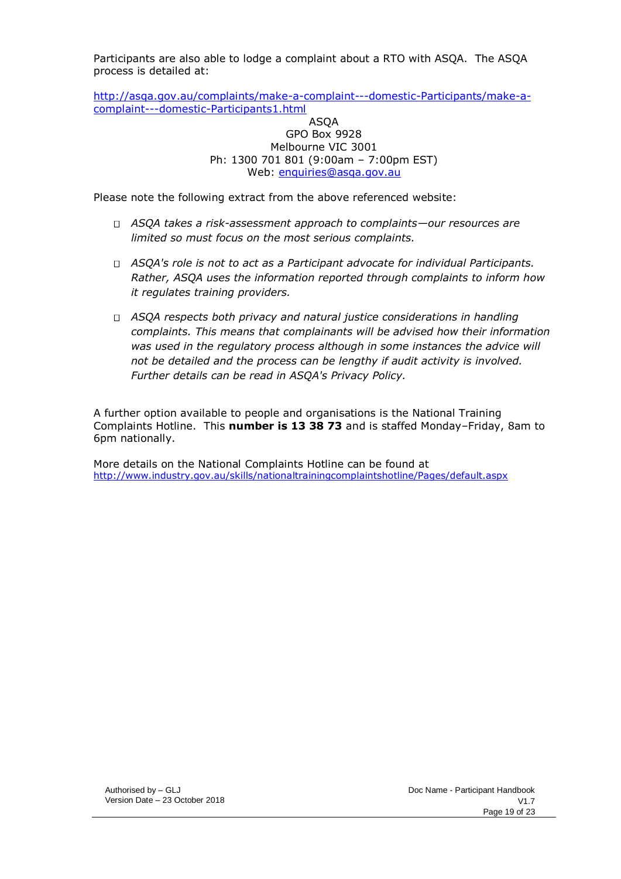Participants are also able to lodge a complaint about a RTO with ASQA. The ASQA process is detailed at:

http://asqa.gov.au/complaints/make-a-complaint---domestic-Participants/make-a-complaint---domestic-Participants1.html

ASQA
GPO Box 9928
Melbourne VIC 3001
Ph: 1300 701 801 (9:00am – 7:00pm EST)
Web: enquiries@asqa.gov.au

Please note the following extract from the above referenced website:

- *ASQA takes a risk-assessment approach to complaints—our resources are limited so must focus on the most serious complaints.*
- *ASQA's role is not to act as a Participant advocate for individual Participants. Rather, ASQA uses the information reported through complaints to inform how it regulates training providers.*
- *ASQA respects both privacy and natural justice considerations in handling complaints. This means that complainants will be advised how their information was used in the regulatory process although in some instances the advice will not be detailed and the process can be lengthy if audit activity is involved. Further details can be read in ASQA's Privacy Policy.*

A further option available to people and organisations is the National Training Complaints Hotline. This **number is 13 38 73** and is staffed Monday–Friday, 8am to 6pm nationally.

More details on the National Complaints Hotline can be found at
http://www.industry.gov.au/skills/nationaltrainingcomplaintshotline/Pages/default.aspx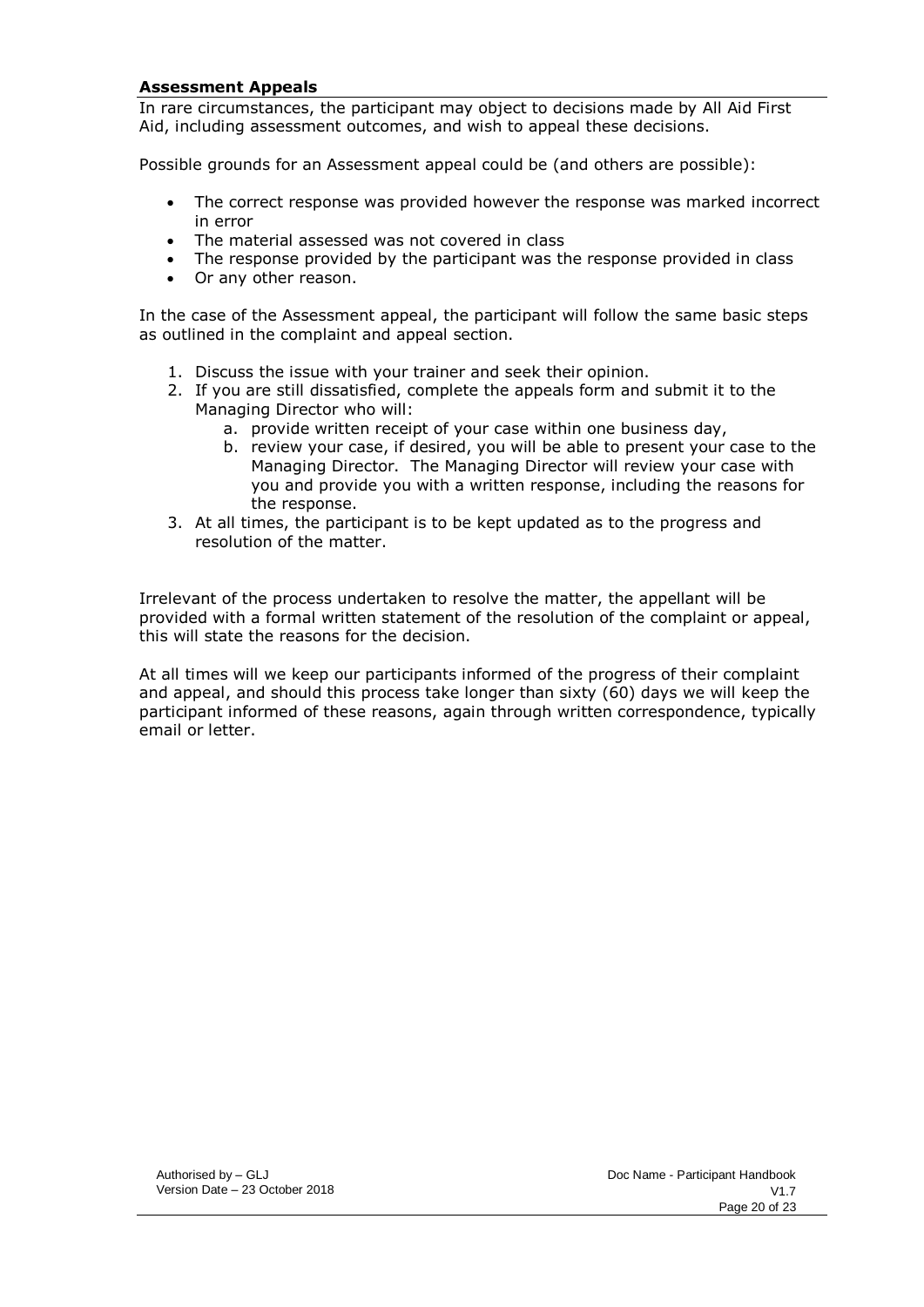## Assessment Appeals

In rare circumstances, the participant may object to decisions made by All Aid First Aid, including assessment outcomes, and wish to appeal these decisions.

Possible grounds for an Assessment appeal could be (and others are possible):

- The correct response was provided however the response was marked incorrect in error
- The material assessed was not covered in class
- The response provided by the participant was the response provided in class
- Or any other reason.

In the case of the Assessment appeal, the participant will follow the same basic steps as outlined in the complaint and appeal section.

1. Discuss the issue with your trainer and seek their opinion.
2. If you are still dissatisfied, complete the appeals form and submit it to the Managing Director who will:
   a. provide written receipt of your case within one business day,
   b. review your case, if desired, you will be able to present your case to the Managing Director. The Managing Director will review your case with you and provide you with a written response, including the reasons for the response.
3. At all times, the participant is to be kept updated as to the progress and resolution of the matter.

Irrelevant of the process undertaken to resolve the matter, the appellant will be provided with a formal written statement of the resolution of the complaint or appeal, this will state the reasons for the decision.

At all times will we keep our participants informed of the progress of their complaint and appeal, and should this process take longer than sixty (60) days we will keep the participant informed of these reasons, again through written correspondence, typically email or letter.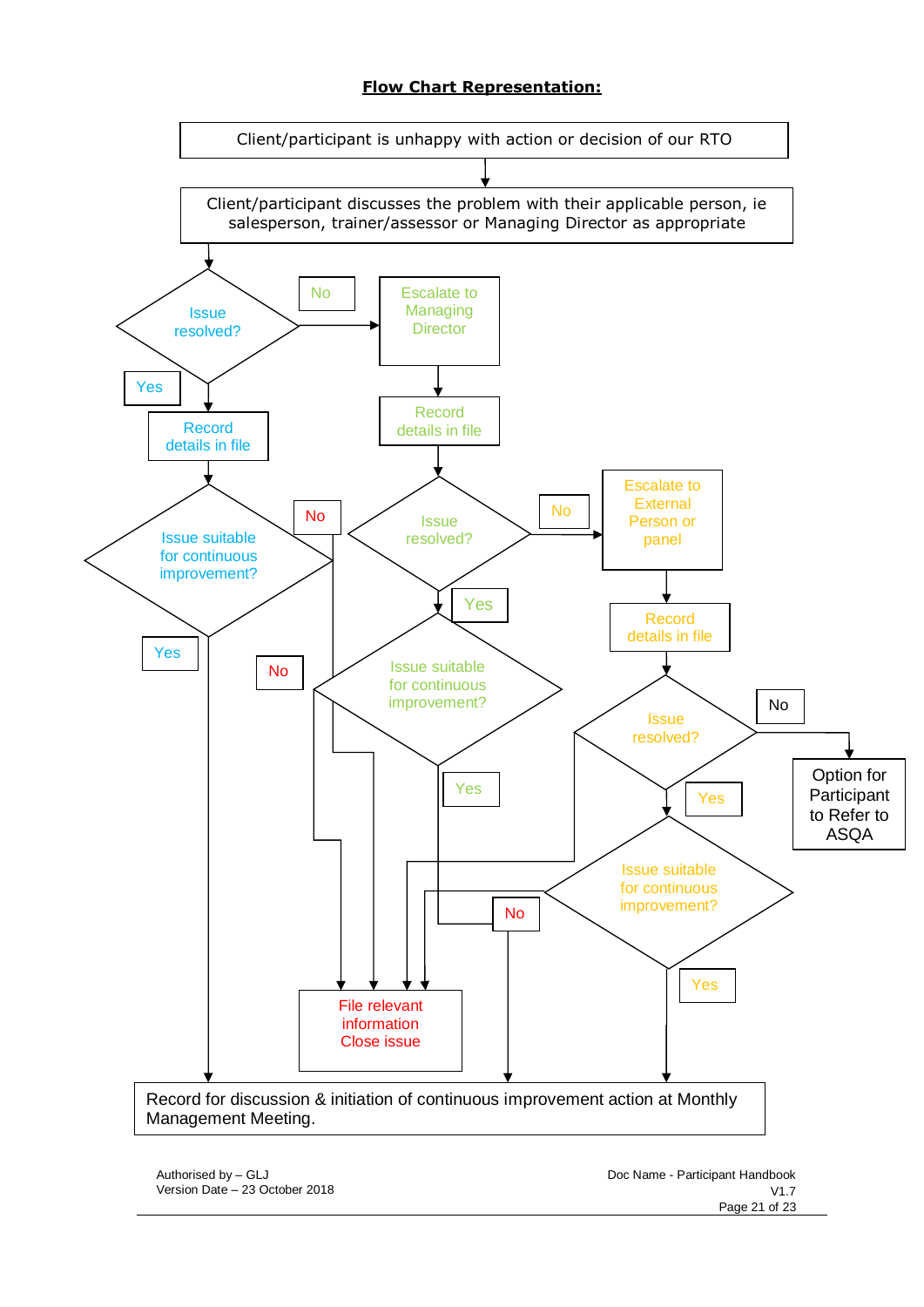**Flow Chart Representation:**

Client/participant is unhappy with action or decision of our RTO

Client/participant discusses the problem with their applicable person, ie salesperson, trainer/assessor or Managing Director as appropriate

Issue resolved?

No

Escalate to Managing Director

Yes

Record details in file

Record details in file

Issue suitable for continuous improvement?

No

Issue resolved?

No

Escalate to External Person or panel

Yes

Yes

No

Issue suitable for continuous improvement?

Record details in file

Yes

Issue resolved?

No

Option for Participant to Refer to ASQA

Yes

Issue suitable for continuous improvement?

No

Yes

File relevant information Close issue

Record for discussion & initiation of continuous improvement action at Monthly Management Meeting.

Authorised by – GLJ
Version Date – 23 October 2018

Doc Name - Participant Handbook
V1.7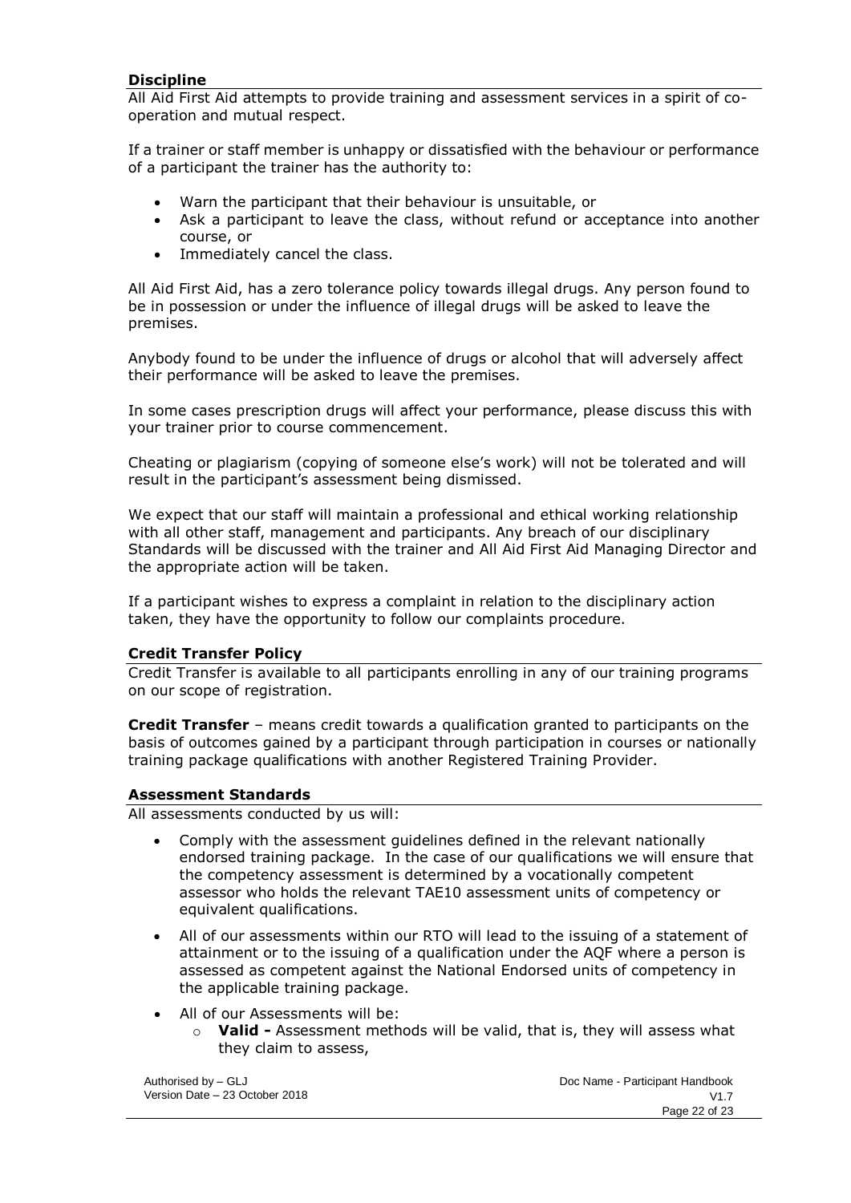### Discipline

All Aid First Aid attempts to provide training and assessment services in a spirit of co-operation and mutual respect.

If a trainer or staff member is unhappy or dissatisfied with the behaviour or performance of a participant the trainer has the authority to:

- Warn the participant that their behaviour is unsuitable, or
- Ask a participant to leave the class, without refund or acceptance into another course, or
- Immediately cancel the class.

All Aid First Aid, has a zero tolerance policy towards illegal drugs. Any person found to be in possession or under the influence of illegal drugs will be asked to leave the premises.

Anybody found to be under the influence of drugs or alcohol that will adversely affect their performance will be asked to leave the premises.

In some cases prescription drugs will affect your performance, please discuss this with your trainer prior to course commencement.

Cheating or plagiarism (copying of someone else's work) will not be tolerated and will result in the participant's assessment being dismissed.

We expect that our staff will maintain a professional and ethical working relationship with all other staff, management and participants. Any breach of our disciplinary Standards will be discussed with the trainer and All Aid First Aid Managing Director and the appropriate action will be taken.

If a participant wishes to express a complaint in relation to the disciplinary action taken, they have the opportunity to follow our complaints procedure.

### Credit Transfer Policy

Credit Transfer is available to all participants enrolling in any of our training programs on our scope of registration.

**Credit Transfer** – means credit towards a qualification granted to participants on the basis of outcomes gained by a participant through participation in courses or nationally training package qualifications with another Registered Training Provider.

### Assessment Standards

All assessments conducted by us will:

- Comply with the assessment guidelines defined in the relevant nationally endorsed training package. In the case of our qualifications we will ensure that the competency assessment is determined by a vocationally competent assessor who holds the relevant TAE10 assessment units of competency or equivalent qualifications.
- All of our assessments within our RTO will lead to the issuing of a statement of attainment or to the issuing of a qualification under the AQF where a person is assessed as competent against the National Endorsed units of competency in the applicable training package.
- All of our Assessments will be:
    - **Valid -** Assessment methods will be valid, that is, they will assess what they claim to assess,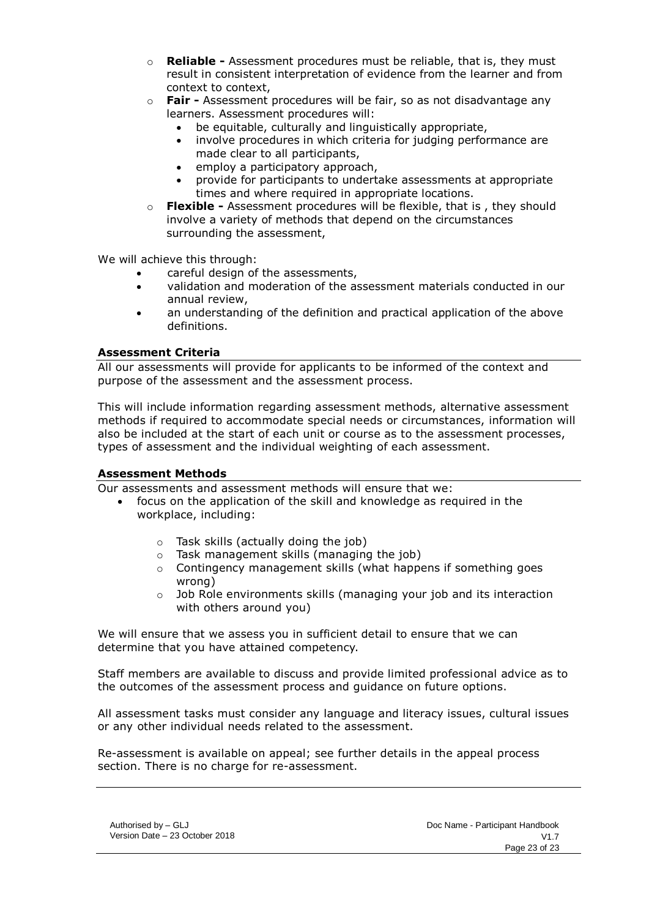- **Reliable -** Assessment procedures must be reliable, that is, they must result in consistent interpretation of evidence from the learner and from context to context,
- **Fair -** Assessment procedures will be fair, so as not disadvantage any learners. Assessment procedures will:
  - be equitable, culturally and linguistically appropriate,
  - involve procedures in which criteria for judging performance are made clear to all participants,
  - employ a participatory approach,
  - provide for participants to undertake assessments at appropriate times and where required in appropriate locations.
- **Flexible -** Assessment procedures will be flexible, that is , they should involve a variety of methods that depend on the circumstances surrounding the assessment,

We will achieve this through:

- careful design of the assessments,
- validation and moderation of the assessment materials conducted in our annual review,
- an understanding of the definition and practical application of the above definitions.

### Assessment Criteria

All our assessments will provide for applicants to be informed of the context and purpose of the assessment and the assessment process.

This will include information regarding assessment methods, alternative assessment methods if required to accommodate special needs or circumstances, information will also be included at the start of each unit or course as to the assessment processes, types of assessment and the individual weighting of each assessment.

### Assessment Methods

Our assessments and assessment methods will ensure that we:

- focus on the application of the skill and knowledge as required in the workplace, including:
  - Task skills (actually doing the job)
  - Task management skills (managing the job)
  - Contingency management skills (what happens if something goes wrong)
  - Job Role environments skills (managing your job and its interaction with others around you)

We will ensure that we assess you in sufficient detail to ensure that we can determine that you have attained competency.

Staff members are available to discuss and provide limited professional advice as to the outcomes of the assessment process and guidance on future options.

All assessment tasks must consider any language and literacy issues, cultural issues or any other individual needs related to the assessment.

Re-assessment is available on appeal; see further details in the appeal process section. There is no charge for re-assessment.